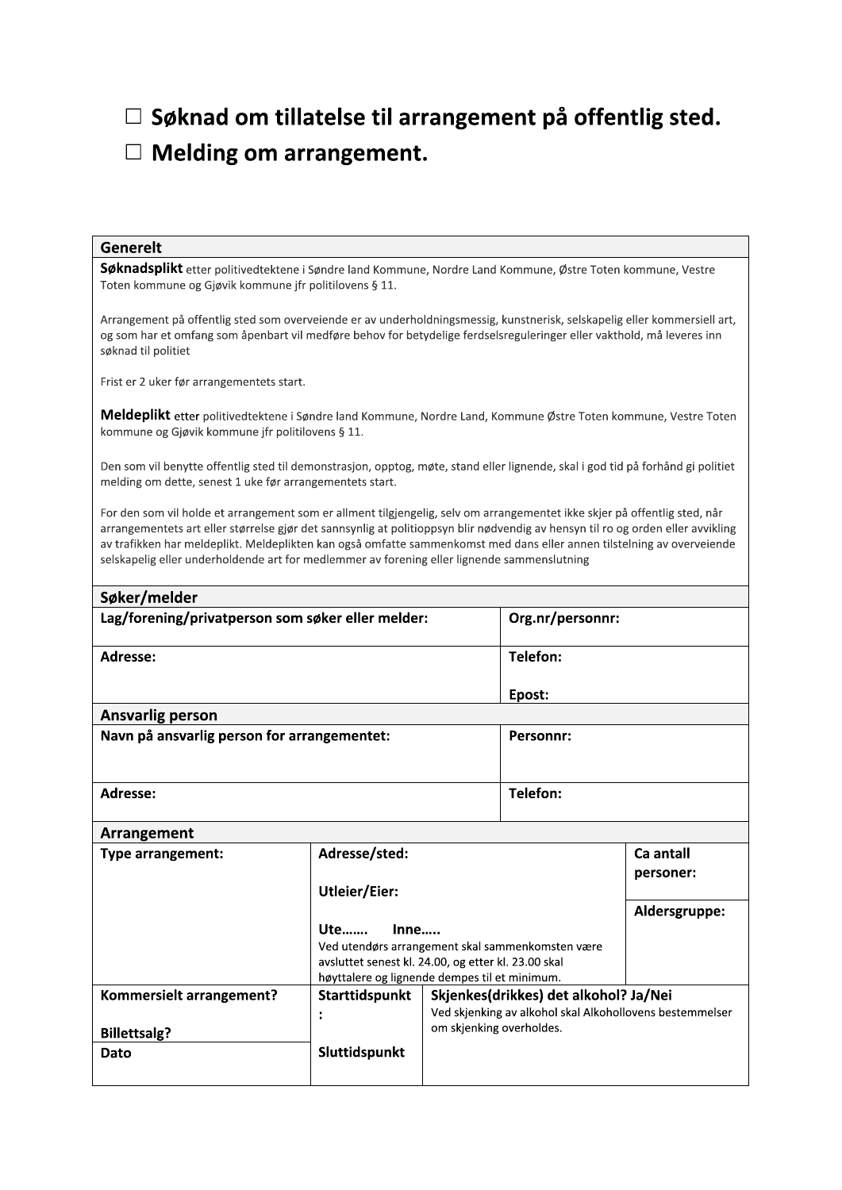# ☐ Søknad om tillatelse til arrangement på offentlig sted.
# ☐ Melding om arrangement.

## Generelt

**Søknadsplikt** etter politivedtektene i Søndre land Kommune, Nordre Land Kommune, Østre Toten kommune, Vestre Toten kommune og Gjøvik kommune jfr politilovens § 11.

Arrangement på offentlig sted som overveiende er av underholdningsmessig, kunstnerisk, selskapelig eller kommersiell art, og som har et omfang som åpenbart vil medføre behov for betydelige ferdselsreguleringer eller vakthold, må leveres inn søknad til politiet

Frist er 2 uker før arrangementets start.

**Meldeplikt** etter politivedtektene i Søndre land Kommune, Nordre Land, Kommune Østre Toten kommune, Vestre Toten kommune og Gjøvik kommune jfr politilovens § 11.

Den som vil benytte offentlig sted til demonstrasjon, opptog, møte, stand eller lignende, skal i god tid på forhånd gi politiet melding om dette, senest 1 uke før arrangementets start.

For den som vil holde et arrangement som er allment tilgjengelig, selv om arrangementet ikke skjer på offentlig sted, når arrangementets art eller størrelse gjør det sannsynlig at politioppsyn blir nødvendig av hensyn til ro og orden eller avvikling av trafikken har meldeplikt. Meldeplikten kan også omfatte sammenkomst med dans eller annen tilstelning av overveiende selskapelig eller underholdende art for medlemmer av forening eller lignende sammenslutning

## Søker/melder

| **Lag/forening/privatperson som søker eller melder:** | **Org.nr/personnr:** |
|---|---|
| **Adresse:** | **Telefon:**<br><br>**Epost:** |

## Ansvarlig person

| **Navn på ansvarlig person for arrangementet:** | **Personnr:** |
|---|---|
| **Adresse:** | **Telefon:** |

## Arrangement

| **Type arrangement:** | **Adresse/sted:**<br><br>**Utleier/Eier:**<br><br>**Ute……. Inne…..**<br>Ved utendørs arrangement skal sammenkomsten være avsluttet senest kl. 24.00, og etter kl. 23.00 skal høyttalere og lignende dempes til et minimum. | | **Ca antall personer:**<br><br>**Aldersgruppe:** |
|---|---|---|---|
| **Kommersielt arrangement?**<br><br>**Billettsalg?** | **Starttidspunkt:** | **Skjenkes(drikkes) det alkohol? Ja/Nei**<br>Ved skjenking av alkohol skal Alkohollovens bestemmelser om skjenking overholdes. | |
| **Dato** | **Sluttidspunkt** | | |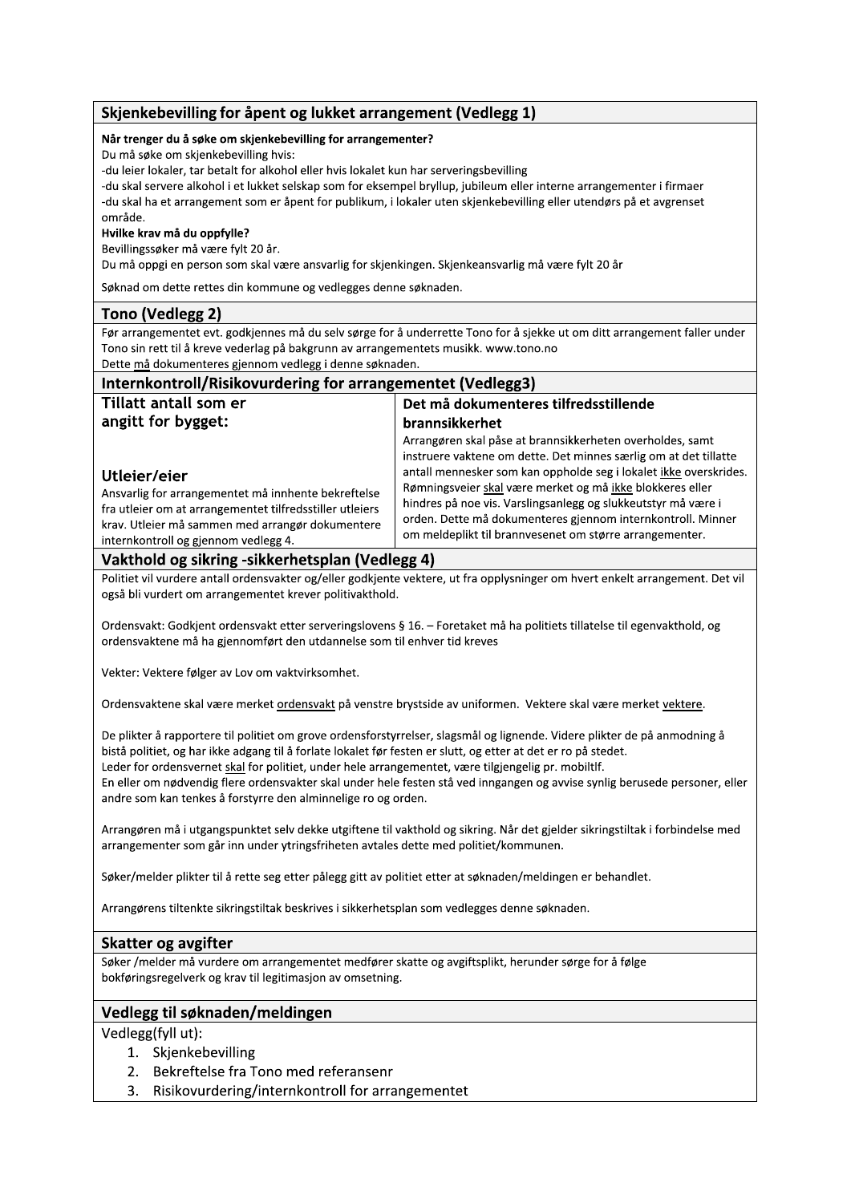## Skjenkebevilling for åpent og lukket arrangement (Vedlegg 1)

**Når trenger du å søke om skjenkebevilling for arrangementer?**

Du må søke om skjenkebevilling hvis:

-du leier lokaler, tar betalt for alkohol eller hvis lokalet kun har serveringsbevilling

-du skal servere alkohol i et lukket selskap som for eksempel bryllup, jubileum eller interne arrangementer i firmaer

-du skal ha et arrangement som er åpent for publikum, i lokaler uten skjenkebevilling eller utendørs på et avgrenset område.

**Hvilke krav må du oppfylle?**

Bevillingssøker må være fylt 20 år.

Du må oppgi en person som skal være ansvarlig for skjenkingen. Skjenkeansvarlig må være fylt 20 år

Søknad om dette rettes din kommune og vedlegges denne søknaden.

## Tono (Vedlegg 2)

Før arrangementet evt. godkjennes må du selv sørge for å underrette Tono for å sjekke ut om ditt arrangement faller under Tono sin rett til å kreve vederlag på bakgrunn av arrangementets musikk. www.tono.no

Dette må dokumenteres gjennom vedlegg i denne søknaden.

## Internkontroll/Risikovurdering for arrangementet (Vedlegg3)

| Tillatt antall som er angitt for bygget: | Det må dokumenteres tilfredsstillende brannsikkerhet |
|---|---|
| **Utleier/eier**<br>Ansvarlig for arrangementet må innhente bekreftelse fra utleier om at arrangementet tilfredsstiller utleiers krav. Utleier må sammen med arrangør dokumentere internkontroll og gjennom vedlegg 4. | Arrangøren skal påse at brannsikkerheten overholdes, samt instruere vaktene om dette. Det minnes særlig om at det tillatte antall mennesker som kan oppholde seg i lokalet ikke overskrides. Rømningsveier skal være merket og må ikke blokkeres eller hindres på noe vis. Varslingsanlegg og slukkeutstyr må være i orden. Dette må dokumenteres gjennom internkontroll. Minner om meldeplikt til brannvesenet om større arrangementer. |

## Vakthold og sikring -sikkerhetsplan (Vedlegg 4)

Politiet vil vurdere antall ordensvakter og/eller godkjente vektere, ut fra opplysninger om hvert enkelt arrangement. Det vil også bli vurdert om arrangementet krever politivakthold.

Ordensvakt: Godkjent ordensvakt etter serveringslovens § 16. – Foretaket må ha politiets tillatelse til egenvakthold, og ordensvaktene må ha gjennomført den utdannelse som til enhver tid kreves

Vekter: Vektere følger av Lov om vaktvirksomhet.

Ordensvaktene skal være merket ordensvakt på venstre brystside av uniformen. Vektere skal være merket vektere.

De plikter å rapportere til politiet om grove ordensforstyrrelser, slagsmål og lignende. Videre plikter de på anmodning å bistå politiet, og har ikke adgang til å forlate lokalet før festen er slutt, og etter at det er ro på stedet.

Leder for ordensvernet skal for politiet, under hele arrangementet, være tilgjengelig pr. mobiltlf.

En eller om nødvendig flere ordensvakter skal under hele festen stå ved inngangen og avvise synlig berusede personer, eller andre som kan tenkes å forstyrre den alminnelige ro og orden.

Arrangøren må i utgangspunktet selv dekke utgiftene til vakthold og sikring. Når det gjelder sikringstiltak i forbindelse med arrangementer som går inn under ytringsfriheten avtales dette med politiet/kommunen.

Søker/melder plikter til å rette seg etter pålegg gitt av politiet etter at søknaden/meldingen er behandlet.

Arrangørens tiltenkte sikringstiltak beskrives i sikkerhetsplan som vedlegges denne søknaden.

## Skatter og avgifter

Søker /melder må vurdere om arrangementet medfører skatte og avgiftsplikt, herunder sørge for å følge bokføringsregelverk og krav til legitimasjon av omsetning.

## Vedlegg til søknaden/meldingen

Vedlegg(fyll ut):

1. Skjenkebevilling
2. Bekreftelse fra Tono med referansenr
3. Risikovurdering/internkontroll for arrangementet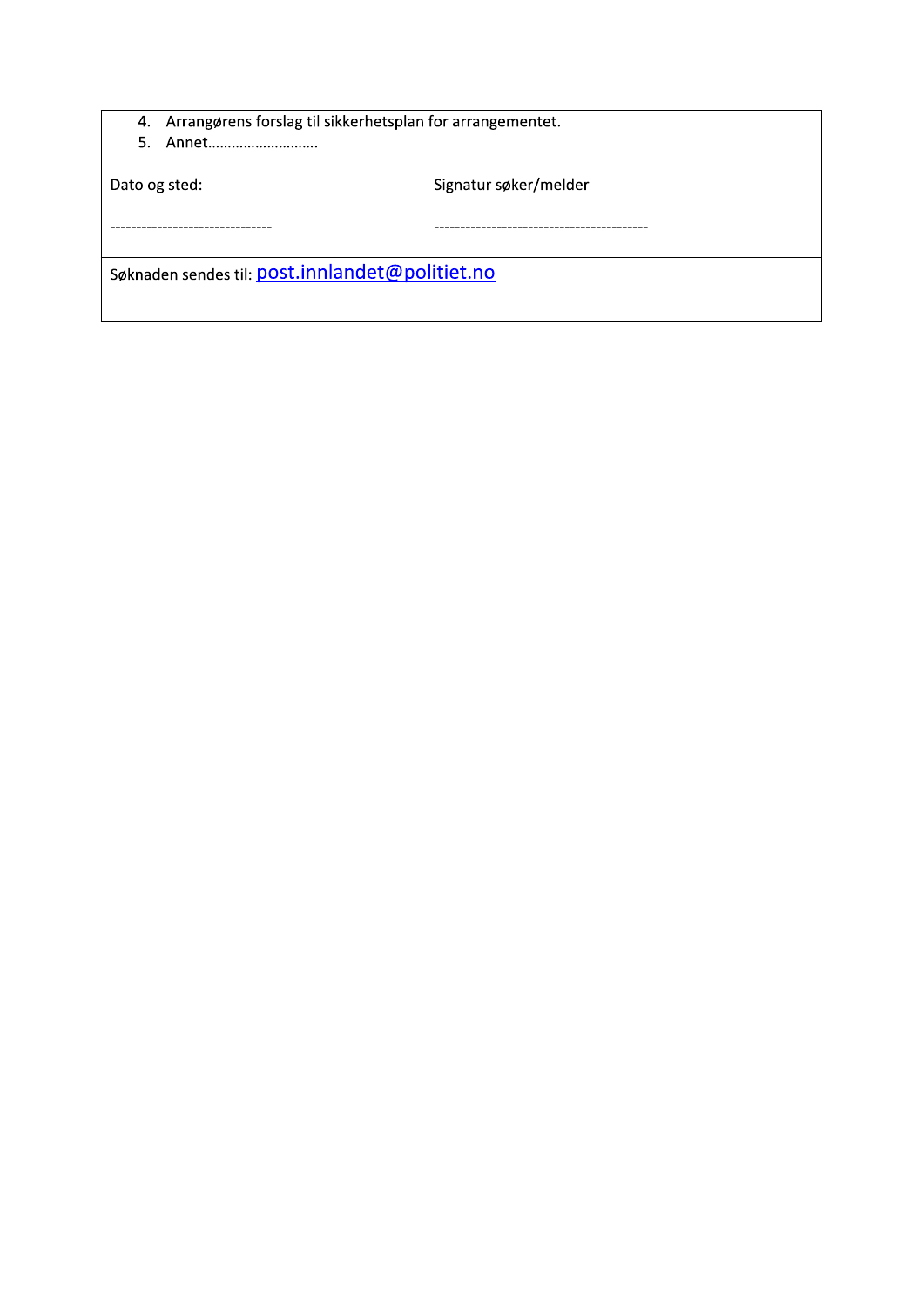4. Arrangørens forslag til sikkerhetsplan for arrangementet.
5. Annet……………………….

| Dato og sted: | Signatur søker/melder |
| --- | --- |
| ------------------------------- | ----------------------------------------- |

Søknaden sendes til: post.innlandet@politiet.no